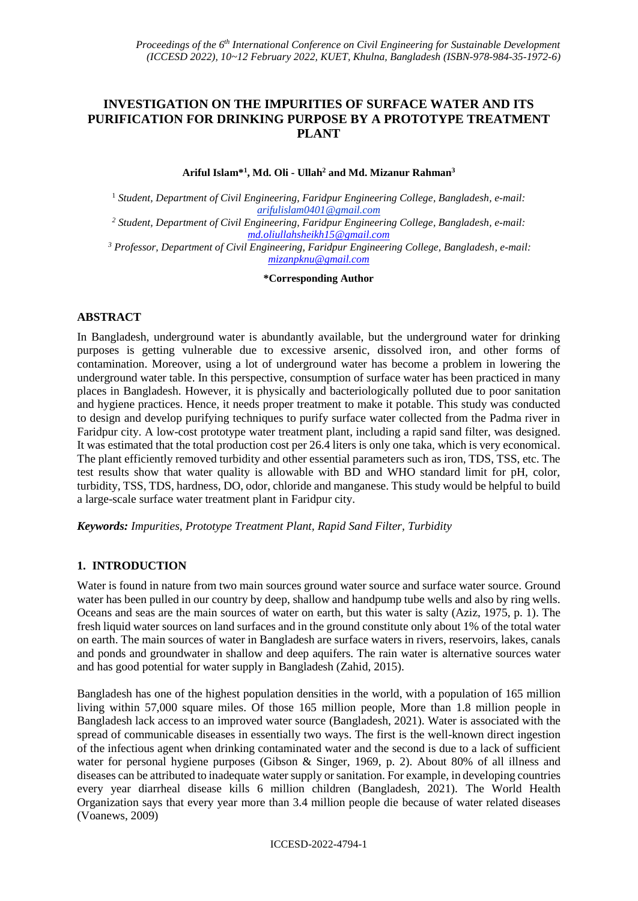# INVESTIGATION ON THE IMPURITIES OF SURFACE WATER AND ITS PURIFICATION FOR DRINKING PURPOSE BY A PROTOTYPE TREATMENT PLANT

**Ariful Islam*[1], Md. Oli - Ullah[2] and Md. Mizanur Rahman[3]**

[1] *Student, Department of Civil Engineering, Faridpur Engineering College, Bangladesh, e-mail: arifulislam0401@gmail.com*

[2] *Student, Department of Civil Engineering, Faridpur Engineering College, Bangladesh, e-mail: md.oliullahsheikh15@gmail.com*

[3] *Professor, Department of Civil Engineering, Faridpur Engineering College, Bangladesh, e-mail: mizanpknu@gmail.com*

**\*Corresponding Author**

## ABSTRACT

In Bangladesh, underground water is abundantly available, but the underground water for drinking purposes is getting vulnerable due to excessive arsenic, dissolved iron, and other forms of contamination. Moreover, using a lot of underground water has become a problem in lowering the underground water table. In this perspective, consumption of surface water has been practiced in many places in Bangladesh. However, it is physically and bacteriologically polluted due to poor sanitation and hygiene practices. Hence, it needs proper treatment to make it potable. This study was conducted to design and develop purifying techniques to purify surface water collected from the Padma river in Faridpur city. A low-cost prototype water treatment plant, including a rapid sand filter, was designed. It was estimated that the total production cost per 26.4 liters is only one taka, which is very economical. The plant efficiently removed turbidity and other essential parameters such as iron, TDS, TSS, etc. The test results show that water quality is allowable with BD and WHO standard limit for pH, color, turbidity, TSS, TDS, hardness, DO, odor, chloride and manganese. This study would be helpful to build a large-scale surface water treatment plant in Faridpur city.

***Keywords:*** *Impurities, Prototype Treatment Plant, Rapid Sand Filter, Turbidity*

## 1. INTRODUCTION

Water is found in nature from two main sources ground water source and surface water source. Ground water has been pulled in our country by deep, shallow and handpump tube wells and also by ring wells. Oceans and seas are the main sources of water on earth, but this water is salty (Aziz, 1975, p. 1). The fresh liquid water sources on land surfaces and in the ground constitute only about 1% of the total water on earth. The main sources of water in Bangladesh are surface waters in rivers, reservoirs, lakes, canals and ponds and groundwater in shallow and deep aquifers. The rain water is alternative sources water and has good potential for water supply in Bangladesh (Zahid, 2015).

Bangladesh has one of the highest population densities in the world, with a population of 165 million living within 57,000 square miles. Of those 165 million people, More than 1.8 million people in Bangladesh lack access to an improved water source (Bangladesh, 2021). Water is associated with the spread of communicable diseases in essentially two ways. The first is the well-known direct ingestion of the infectious agent when drinking contaminated water and the second is due to a lack of sufficient water for personal hygiene purposes (Gibson & Singer, 1969, p. 2). About 80% of all illness and diseases can be attributed to inadequate water supply or sanitation. For example, in developing countries every year diarrheal disease kills 6 million children (Bangladesh, 2021). The World Health Organization says that every year more than 3.4 million people die because of water related diseases (Voanews, 2009)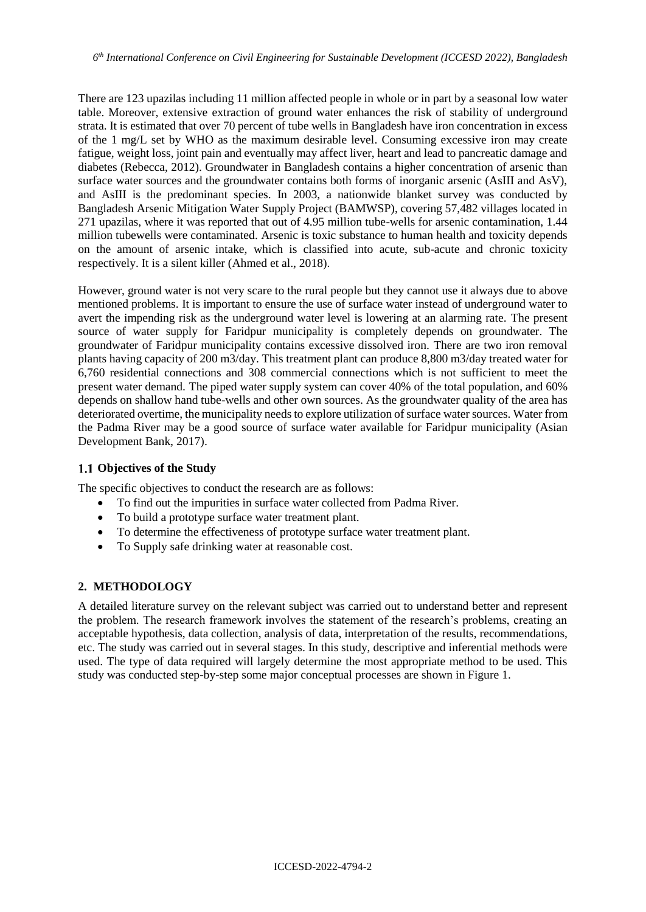There are 123 upazilas including 11 million affected people in whole or in part by a seasonal low water table. Moreover, extensive extraction of ground water enhances the risk of stability of underground strata. It is estimated that over 70 percent of tube wells in Bangladesh have iron concentration in excess of the 1 mg/L set by WHO as the maximum desirable level. Consuming excessive iron may create fatigue, weight loss, joint pain and eventually may affect liver, heart and lead to pancreatic damage and diabetes (Rebecca, 2012). Groundwater in Bangladesh contains a higher concentration of arsenic than surface water sources and the groundwater contains both forms of inorganic arsenic (AsIII and AsV), and AsIII is the predominant species. In 2003, a nationwide blanket survey was conducted by Bangladesh Arsenic Mitigation Water Supply Project (BAMWSP), covering 57,482 villages located in 271 upazilas, where it was reported that out of 4.95 million tube-wells for arsenic contamination, 1.44 million tubewells were contaminated. Arsenic is toxic substance to human health and toxicity depends on the amount of arsenic intake, which is classified into acute, sub-acute and chronic toxicity respectively. It is a silent killer (Ahmed et al., 2018).

However, ground water is not very scare to the rural people but they cannot use it always due to above mentioned problems. It is important to ensure the use of surface water instead of underground water to avert the impending risk as the underground water level is lowering at an alarming rate. The present source of water supply for Faridpur municipality is completely depends on groundwater. The groundwater of Faridpur municipality contains excessive dissolved iron. There are two iron removal plants having capacity of 200 m3/day. This treatment plant can produce 8,800 m3/day treated water for 6,760 residential connections and 308 commercial connections which is not sufficient to meet the present water demand. The piped water supply system can cover 40% of the total population, and 60% depends on shallow hand tube-wells and other own sources. As the groundwater quality of the area has deteriorated overtime, the municipality needs to explore utilization of surface water sources. Water from the Padma River may be a good source of surface water available for Faridpur municipality (Asian Development Bank, 2017).

### 1.1 Objectives of the Study

The specific objectives to conduct the research are as follows:

- To find out the impurities in surface water collected from Padma River.
- To build a prototype surface water treatment plant.
- To determine the effectiveness of prototype surface water treatment plant.
- To Supply safe drinking water at reasonable cost.

## 2. METHODOLOGY

A detailed literature survey on the relevant subject was carried out to understand better and represent the problem. The research framework involves the statement of the research's problems, creating an acceptable hypothesis, data collection, analysis of data, interpretation of the results, recommendations, etc. The study was carried out in several stages. In this study, descriptive and inferential methods were used. The type of data required will largely determine the most appropriate method to be used. This study was conducted step-by-step some major conceptual processes are shown in Figure 1.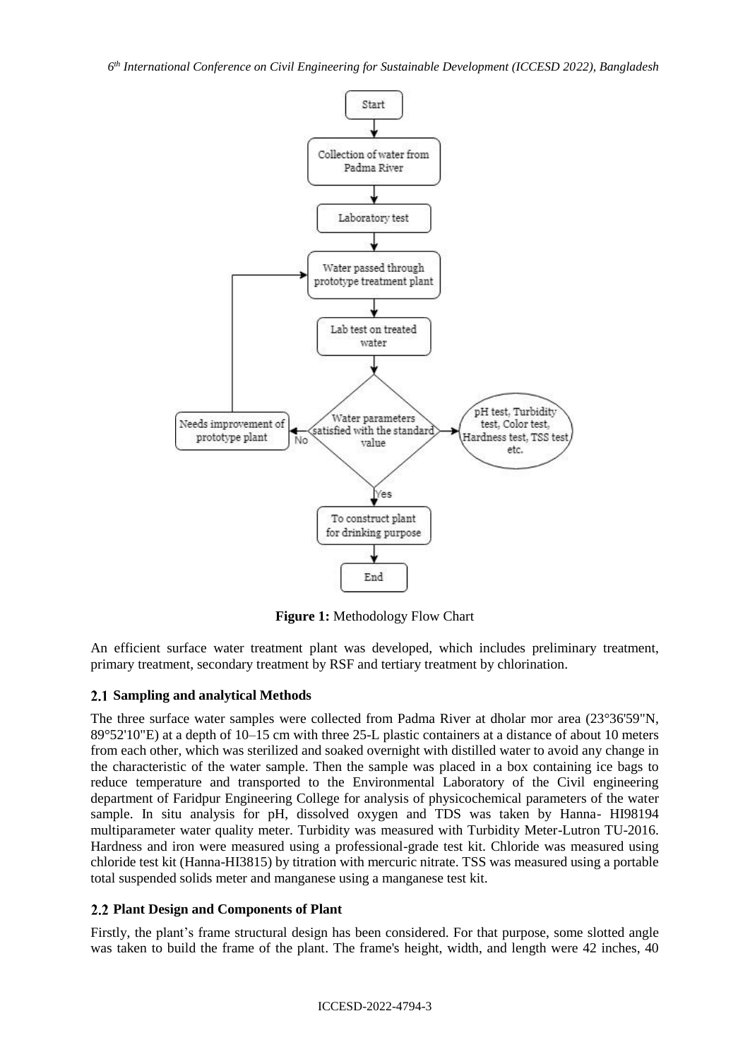**Figure 1:** Methodology Flow Chart

An efficient surface water treatment plant was developed, which includes preliminary treatment, primary treatment, secondary treatment by RSF and tertiary treatment by chlorination.

## 2.1 Sampling and analytical Methods

The three surface water samples were collected from Padma River at dholar mor area (23°36'59"N, 89°52'10"E) at a depth of 10–15 cm with three 25-L plastic containers at a distance of about 10 meters from each other, which was sterilized and soaked overnight with distilled water to avoid any change in the characteristic of the water sample. Then the sample was placed in a box containing ice bags to reduce temperature and transported to the Environmental Laboratory of the Civil engineering department of Faridpur Engineering College for analysis of physicochemical parameters of the water sample. In situ analysis for pH, dissolved oxygen and TDS was taken by Hanna- HI98194 multiparameter water quality meter. Turbidity was measured with Turbidity Meter-Lutron TU-2016. Hardness and iron were measured using a professional-grade test kit. Chloride was measured using chloride test kit (Hanna-HI3815) by titration with mercuric nitrate. TSS was measured using a portable total suspended solids meter and manganese using a manganese test kit.

## 2.2 Plant Design and Components of Plant

Firstly, the plant's frame structural design has been considered. For that purpose, some slotted angle was taken to build the frame of the plant. The frame's height, width, and length were 42 inches, 40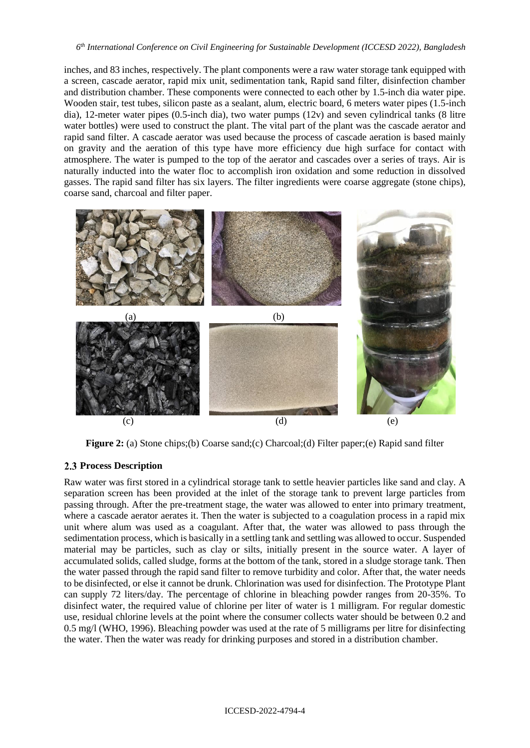inches, and 83 inches, respectively. The plant components were a raw water storage tank equipped with a screen, cascade aerator, rapid mix unit, sedimentation tank, Rapid sand filter, disinfection chamber and distribution chamber. These components were connected to each other by 1.5-inch dia water pipe. Wooden stair, test tubes, silicon paste as a sealant, alum, electric board, 6 meters water pipes (1.5-inch dia), 12-meter water pipes (0.5-inch dia), two water pumps (12v) and seven cylindrical tanks (8 litre water bottles) were used to construct the plant. The vital part of the plant was the cascade aerator and rapid sand filter. A cascade aerator was used because the process of cascade aeration is based mainly on gravity and the aeration of this type have more efficiency due high surface for contact with atmosphere. The water is pumped to the top of the aerator and cascades over a series of trays. Air is naturally inducted into the water floc to accomplish iron oxidation and some reduction in dissolved gasses. The rapid sand filter has six layers. The filter ingredients were coarse aggregate (stone chips), coarse sand, charcoal and filter paper.

(a) (b) (c) (d) (e)

**Figure 2:** (a) Stone chips;(b) Coarse sand;(c) Charcoal;(d) Filter paper;(e) Rapid sand filter

## 2.3 Process Description

Raw water was first stored in a cylindrical storage tank to settle heavier particles like sand and clay. A separation screen has been provided at the inlet of the storage tank to prevent large particles from passing through. After the pre-treatment stage, the water was allowed to enter into primary treatment, where a cascade aerator aerates it. Then the water is subjected to a coagulation process in a rapid mix unit where alum was used as a coagulant. After that, the water was allowed to pass through the sedimentation process, which is basically in a settling tank and settling was allowed to occur. Suspended material may be particles, such as clay or silts, initially present in the source water. A layer of accumulated solids, called sludge, forms at the bottom of the tank, stored in a sludge storage tank. Then the water passed through the rapid sand filter to remove turbidity and color. After that, the water needs to be disinfected, or else it cannot be drunk. Chlorination was used for disinfection. The Prototype Plant can supply 72 liters/day. The percentage of chlorine in bleaching powder ranges from 20-35%. To disinfect water, the required value of chlorine per liter of water is 1 milligram. For regular domestic use, residual chlorine levels at the point where the consumer collects water should be between 0.2 and 0.5 mg/l (WHO, 1996). Bleaching powder was used at the rate of 5 milligrams per litre for disinfecting the water. Then the water was ready for drinking purposes and stored in a distribution chamber.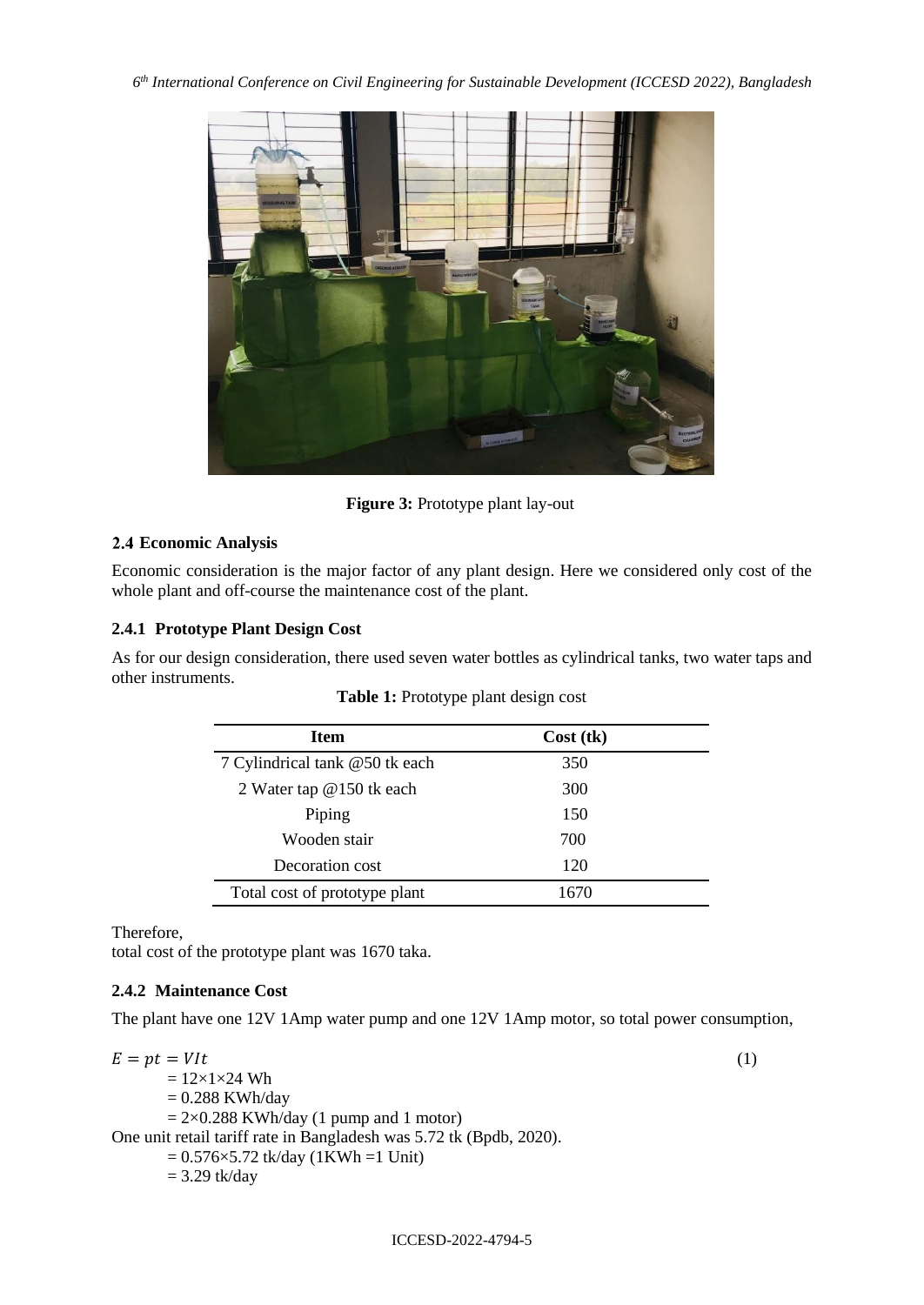Figure 3: Prototype plant lay-out

### 2.4 Economic Analysis

Economic consideration is the major factor of any plant design. Here we considered only cost of the whole plant and off-course the maintenance cost of the plant.

#### 2.4.1 Prototype Plant Design Cost

As for our design consideration, there used seven water bottles as cylindrical tanks, two water taps and other instruments.

**Table 1:** Prototype plant design cost

| Item | Cost (tk) |
|---|---|
| 7 Cylindrical tank @50 tk each | 350 |
| 2 Water tap @150 tk each | 300 |
| Piping | 150 |
| Wooden stair | 700 |
| Decoration cost | 120 |
| Total cost of prototype plant | 1670 |

Therefore,
total cost of the prototype plant was 1670 taka.

#### 2.4.2 Maintenance Cost

The plant have one 12V 1Amp water pump and one 12V 1Amp motor, so total power consumption,

$$E = pt = VIt \quad (1)$$

$= 12 \times 1 \times 24$ Wh

$= 0.288$ KWh/day

$= 2 \times 0.288$ KWh/day (1 pump and 1 motor)

One unit retail tariff rate in Bangladesh was 5.72 tk (Bpdb, 2020).

$= 0.576 \times 5.72$ tk/day (1KWh =1 Unit)

$= 3.29$ tk/day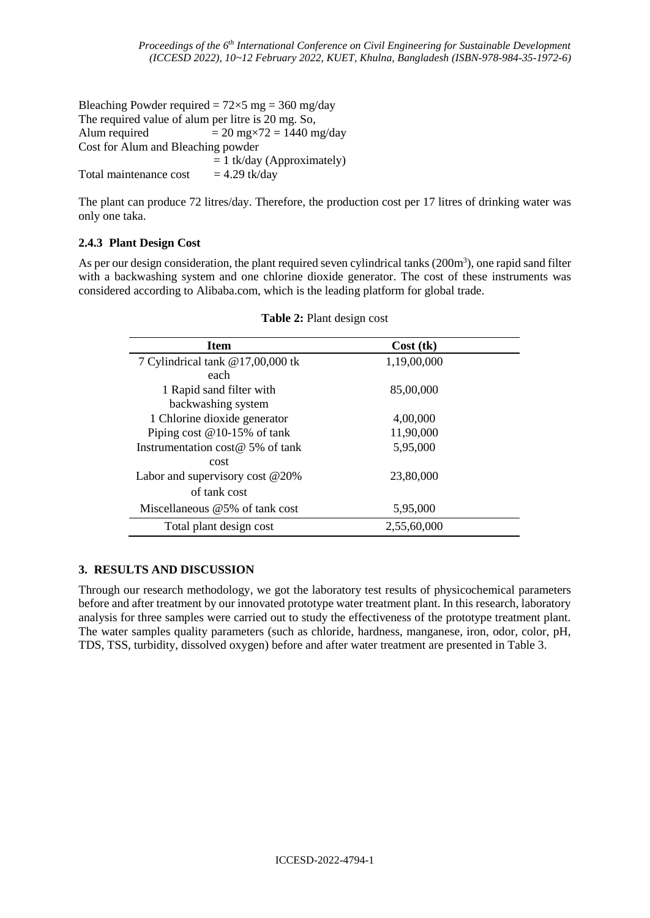Bleaching Powder required = $72 \times 5$ mg = 360 mg/day

The required value of alum per litre is 20 mg. So,

Alum required = 20 mg$\times$72 = 1440 mg/day

Cost for Alum and Bleaching powder = 1 tk/day (Approximately)

Total maintenance cost = 4.29 tk/day

The plant can produce 72 litres/day. Therefore, the production cost per 17 litres of drinking water was only one taka.

### 2.4.3 Plant Design Cost

As per our design consideration, the plant required seven cylindrical tanks (200m$^3$), one rapid sand filter with a backwashing system and one chlorine dioxide generator. The cost of these instruments was considered according to Alibaba.com, which is the leading platform for global trade.

**Table 2:** Plant design cost

| Item | Cost (tk) |
|---|---|
| 7 Cylindrical tank @17,00,000 tk each | 1,19,00,000 |
| 1 Rapid sand filter with backwashing system | 85,00,000 |
| 1 Chlorine dioxide generator | 4,00,000 |
| Piping cost @10-15% of tank | 11,90,000 |
| Instrumentation cost@ 5% of tank cost | 5,95,000 |
| Labor and supervisory cost @20% of tank cost | 23,80,000 |
| Miscellaneous @5% of tank cost | 5,95,000 |
| Total plant design cost | 2,55,60,000 |

## 3. RESULTS AND DISCUSSION

Through our research methodology, we got the laboratory test results of physicochemical parameters before and after treatment by our innovated prototype water treatment plant. In this research, laboratory analysis for three samples were carried out to study the effectiveness of the prototype treatment plant. The water samples quality parameters (such as chloride, hardness, manganese, iron, odor, color, pH, TDS, TSS, turbidity, dissolved oxygen) before and after water treatment are presented in Table 3.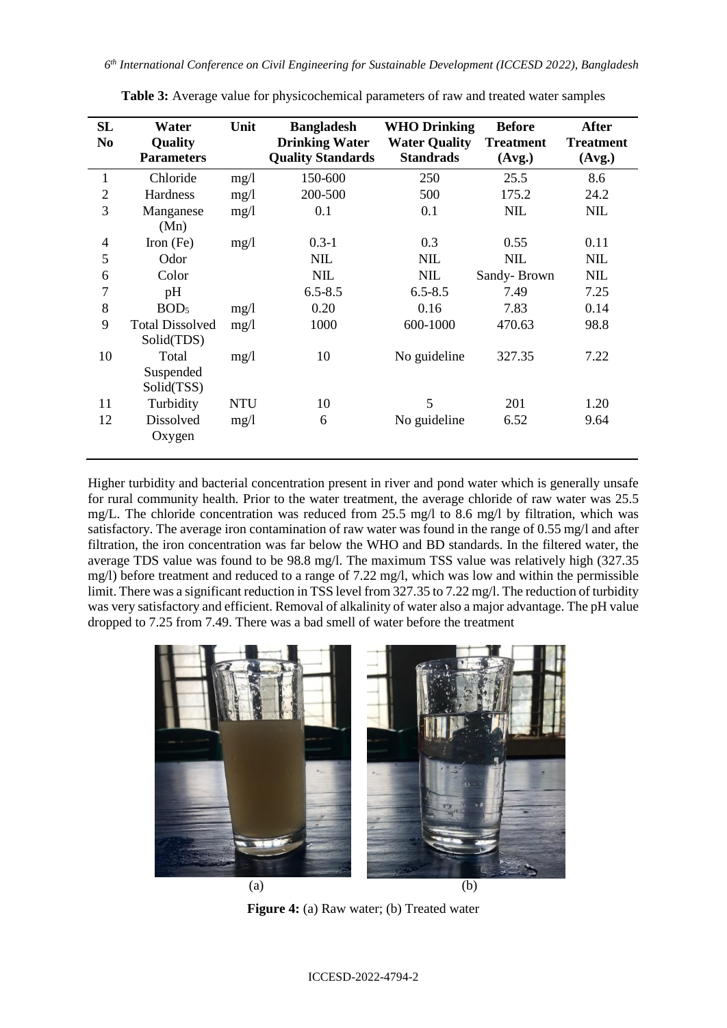**Table 3:** Average value for physicochemical parameters of raw and treated water samples

| SL No | Water Quality Parameters | Unit | Bangladesh Drinking Water Quality Standards | WHO Drinking Water Quality Standrads | Before Treatment (Avg.) | After Treatment (Avg.) |
|---|---|---|---|---|---|---|
| 1 | Chloride | mg/l | 150-600 | 250 | 25.5 | 8.6 |
| 2 | Hardness | mg/l | 200-500 | 500 | 175.2 | 24.2 |
| 3 | Manganese (Mn) | mg/l | 0.1 | 0.1 | NIL | NIL |
| 4 | Iron (Fe) | mg/l | 0.3-1 | 0.3 | 0.55 | 0.11 |
| 5 | Odor | | NIL | NIL | NIL | NIL |
| 6 | Color | | NIL | NIL | Sandy- Brown | NIL |
| 7 | pH | | 6.5-8.5 | 6.5-8.5 | 7.49 | 7.25 |
| 8 | $BOD_5$ | mg/l | 0.20 | 0.16 | 7.83 | 0.14 |
| 9 | Total Dissolved Solid(TDS) | mg/l | 1000 | 600-1000 | 470.63 | 98.8 |
| 10 | Total Suspended Solid(TSS) | mg/l | 10 | No guideline | 327.35 | 7.22 |
| 11 | Turbidity | NTU | 10 | 5 | 201 | 1.20 |
| 12 | Dissolved Oxygen | mg/l | 6 | No guideline | 6.52 | 9.64 |

Higher turbidity and bacterial concentration present in river and pond water which is generally unsafe for rural community health. Prior to the water treatment, the average chloride of raw water was 25.5 mg/L. The chloride concentration was reduced from 25.5 mg/l to 8.6 mg/l by filtration, which was satisfactory. The average iron contamination of raw water was found in the range of 0.55 mg/l and after filtration, the iron concentration was far below the WHO and BD standards. In the filtered water, the average TDS value was found to be 98.8 mg/l. The maximum TSS value was relatively high (327.35 mg/l) before treatment and reduced to a range of 7.22 mg/l, which was low and within the permissible limit. There was a significant reduction in TSS level from 327.35 to 7.22 mg/l. The reduction of turbidity was very satisfactory and efficient. Removal of alkalinity of water also a major advantage. The pH value dropped to 7.25 from 7.49. There was a bad smell of water before the treatment

(a) (b)

**Figure 4:** (a) Raw water; (b) Treated water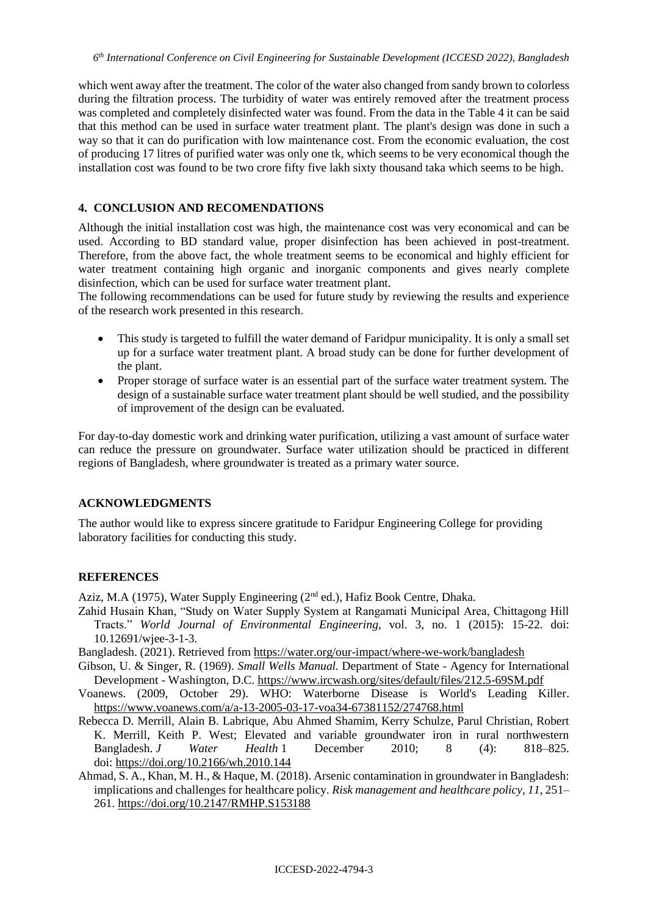which went away after the treatment. The color of the water also changed from sandy brown to colorless during the filtration process. The turbidity of water was entirely removed after the treatment process was completed and completely disinfected water was found. From the data in the Table 4 it can be said that this method can be used in surface water treatment plant. The plant's design was done in such a way so that it can do purification with low maintenance cost. From the economic evaluation, the cost of producing 17 litres of purified water was only one tk, which seems to be very economical though the installation cost was found to be two crore fifty five lakh sixty thousand taka which seems to be high.

## 4. CONCLUSION AND RECOMENDATIONS

Although the initial installation cost was high, the maintenance cost was very economical and can be used. According to BD standard value, proper disinfection has been achieved in post-treatment. Therefore, from the above fact, the whole treatment seems to be economical and highly efficient for water treatment containing high organic and inorganic components and gives nearly complete disinfection, which can be used for surface water treatment plant.

The following recommendations can be used for future study by reviewing the results and experience of the research work presented in this research.

- This study is targeted to fulfill the water demand of Faridpur municipality. It is only a small set up for a surface water treatment plant. A broad study can be done for further development of the plant.
- Proper storage of surface water is an essential part of the surface water treatment system. The design of a sustainable surface water treatment plant should be well studied, and the possibility of improvement of the design can be evaluated.

For day-to-day domestic work and drinking water purification, utilizing a vast amount of surface water can reduce the pressure on groundwater. Surface water utilization should be practiced in different regions of Bangladesh, where groundwater is treated as a primary water source.

## ACKNOWLEDGMENTS

The author would like to express sincere gratitude to Faridpur Engineering College for providing laboratory facilities for conducting this study.

## REFERENCES

Aziz, M.A (1975), Water Supply Engineering (2nd ed.), Hafiz Book Centre, Dhaka.

Zahid Husain Khan, "Study on Water Supply System at Rangamati Municipal Area, Chittagong Hill Tracts." *World Journal of Environmental Engineering*, vol. 3, no. 1 (2015): 15-22. doi: 10.12691/wjee-3-1-3.

Bangladesh. (2021). Retrieved from https://water.org/our-impact/where-we-work/bangladesh

Gibson, U. & Singer, R. (1969). *Small Wells Manual.* Department of State - Agency for International Development - Washington, D.C. https://www.ircwash.org/sites/default/files/212.5-69SM.pdf

Voanews. (2009, October 29). WHO: Waterborne Disease is World's Leading Killer. https://www.voanews.com/a/a-13-2005-03-17-voa34-67381152/274768.html

Rebecca D. Merrill, Alain B. Labrique, Abu Ahmed Shamim, Kerry Schulze, Parul Christian, Robert K. Merrill, Keith P. West; Elevated and variable groundwater iron in rural northwestern Bangladesh. *J Water Health* 1 December 2010; 8 (4): 818–825. doi: https://doi.org/10.2166/wh.2010.144

Ahmad, S. A., Khan, M. H., & Haque, M. (2018). Arsenic contamination in groundwater in Bangladesh: implications and challenges for healthcare policy. *Risk management and healthcare policy*, *11*, 251–261. https://doi.org/10.2147/RMHP.S153188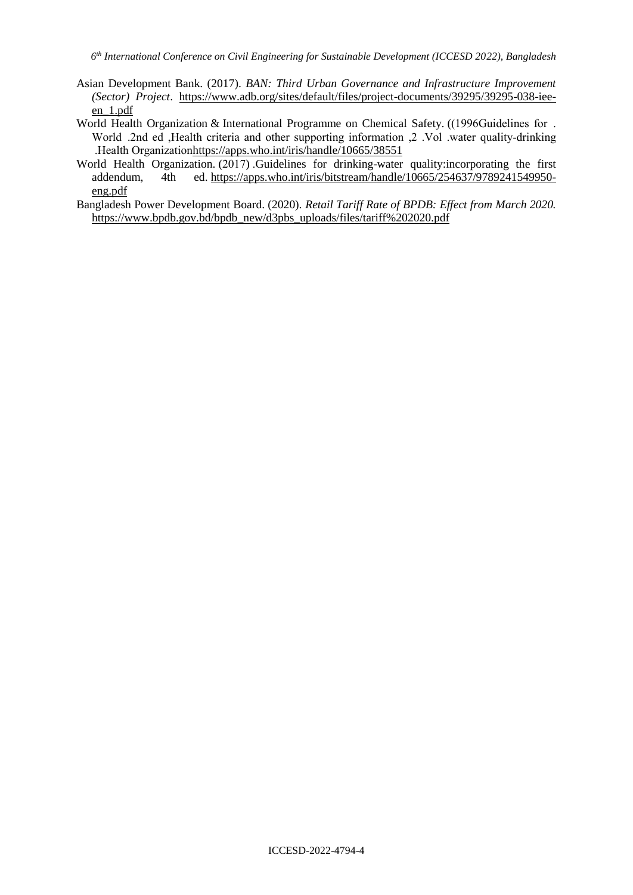Asian Development Bank. (2017). *BAN: Third Urban Governance and Infrastructure Improvement (Sector) Project*. https://www.adb.org/sites/default/files/project-documents/39295/39295-038-iee-en_1.pdf

World Health Organization & International Programme on Chemical Safety. ((1996Guidelines for . World .2nd ed ,Health criteria and other supporting information ,2 .Vol .water quality-drinking .Health Organizationhttps://apps.who.int/iris/handle/10665/38551

World Health Organization. (2017) .Guidelines for drinking-water quality:incorporating the first addendum, 4th ed. https://apps.who.int/iris/bitstream/handle/10665/254637/9789241549950-eng.pdf

Bangladesh Power Development Board. (2020). *Retail Tariff Rate of BPDB: Effect from March 2020.* https://www.bpdb.gov.bd/bpdb_new/d3pbs_uploads/files/tariff%202020.pdf